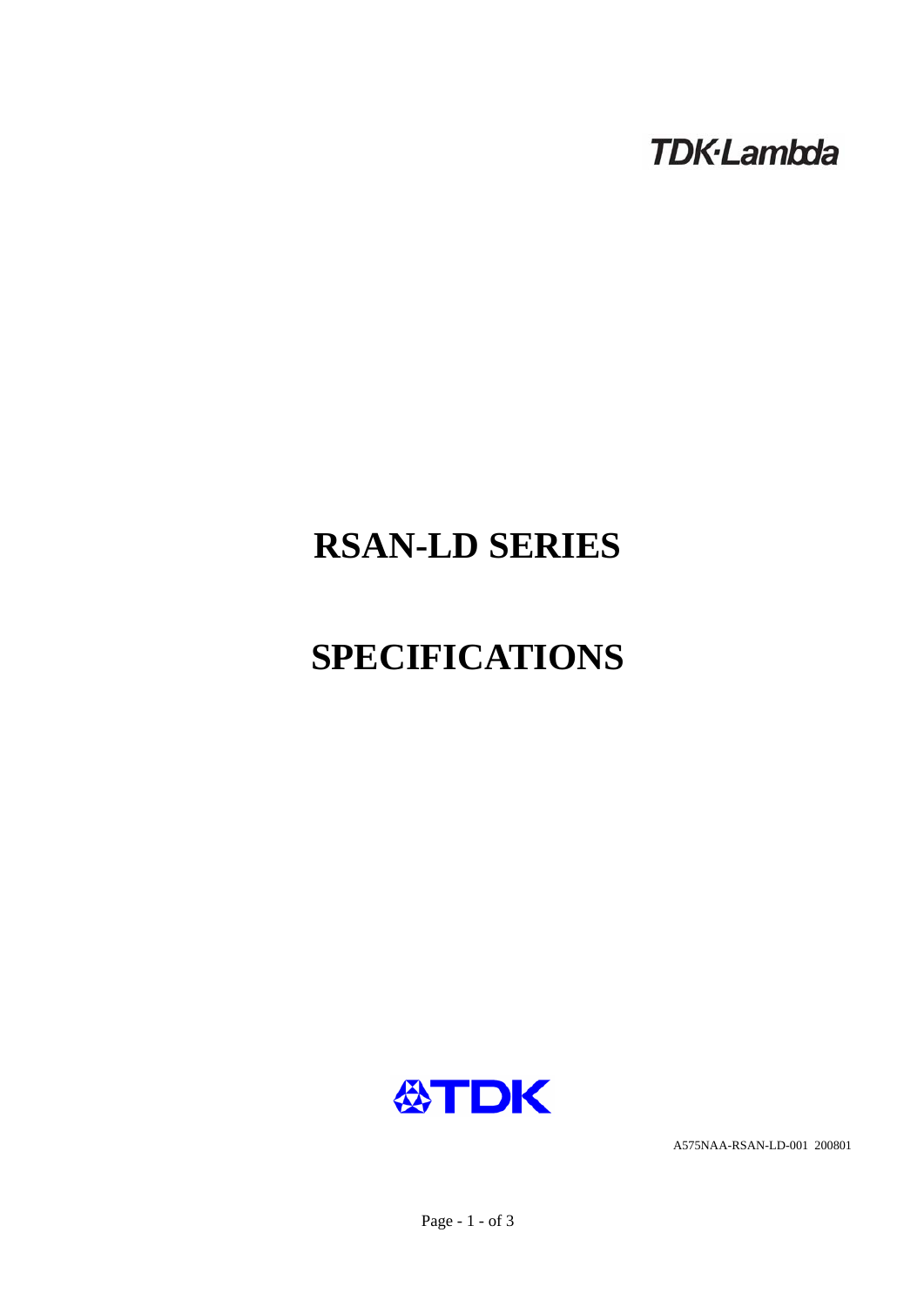TDK·Lambda

# RSAN-LD SERIES

# SPECIFICATIONS

TDK

A575NAA-RSAN-LD-001 200801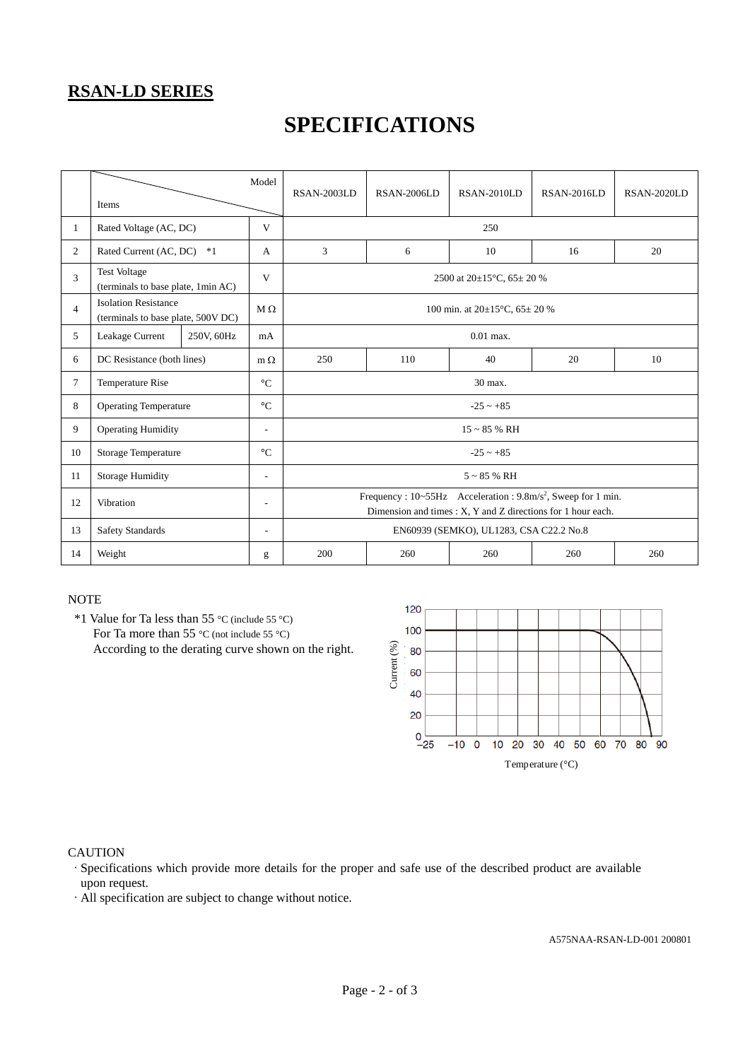## RSAN-LD SERIES

# SPECIFICATIONS

| | Items | | Model | RSAN-2003LD | RSAN-2006LD | RSAN-2010LD | RSAN-2016LD | RSAN-2020LD |
|---|---|---|---|---|---|---|---|---|
| 1 | Rated Voltage (AC, DC) | | V | 250 | | | | |
| 2 | Rated Current (AC, DC) *1 | | A | 3 | 6 | 10 | 16 | 20 |
| 3 | Test Voltage (terminals to base plate, 1min AC) | | V | 2500 at 20±15°C, 65± 20 % | | | | |
| 4 | Isolation Resistance (terminals to base plate, 500V DC) | | MΩ | 100 min. at 20±15°C, 65± 20 % | | | | |
| 5 | Leakage Current | 250V, 60Hz | mA | 0.01 max. | | | | |
| 6 | DC Resistance (both lines) | | mΩ | 250 | 110 | 40 | 20 | 10 |
| 7 | Temperature Rise | | °C | 30 max. | | | | |
| 8 | Operating Temperature | | °C | -25 ~ +85 | | | | |
| 9 | Operating Humidity | | - | 15 ~ 85 % RH | | | | |
| 10 | Storage Temperature | | °C | -25 ~ +85 | | | | |
| 11 | Storage Humidity | | - | 5 ~ 85 % RH | | | | |
| 12 | Vibration | | - | Frequency : 10~55Hz Acceleration : 9.8m/$s^2$, Sweep for 1 min. Dimension and times : X, Y and Z directions for 1 hour each. | | | | |
| 13 | Safety Standards | | - | EN60939 (SEMKO), UL1283, CSA C22.2 No.8 | | | | |
| 14 | Weight | | g | 200 | 260 | 260 | 260 | 260 |

NOTE

*1 Value for Ta less than 55 °C (include 55 °C)
For Ta more than 55 °C (not include 55 °C)
According to the derating curve shown on the right.

CAUTION

· Specifications which provide more details for the proper and safe use of the described product are available upon request.
· All specification are subject to change without notice.

A575NAA-RSAN-LD-001 200801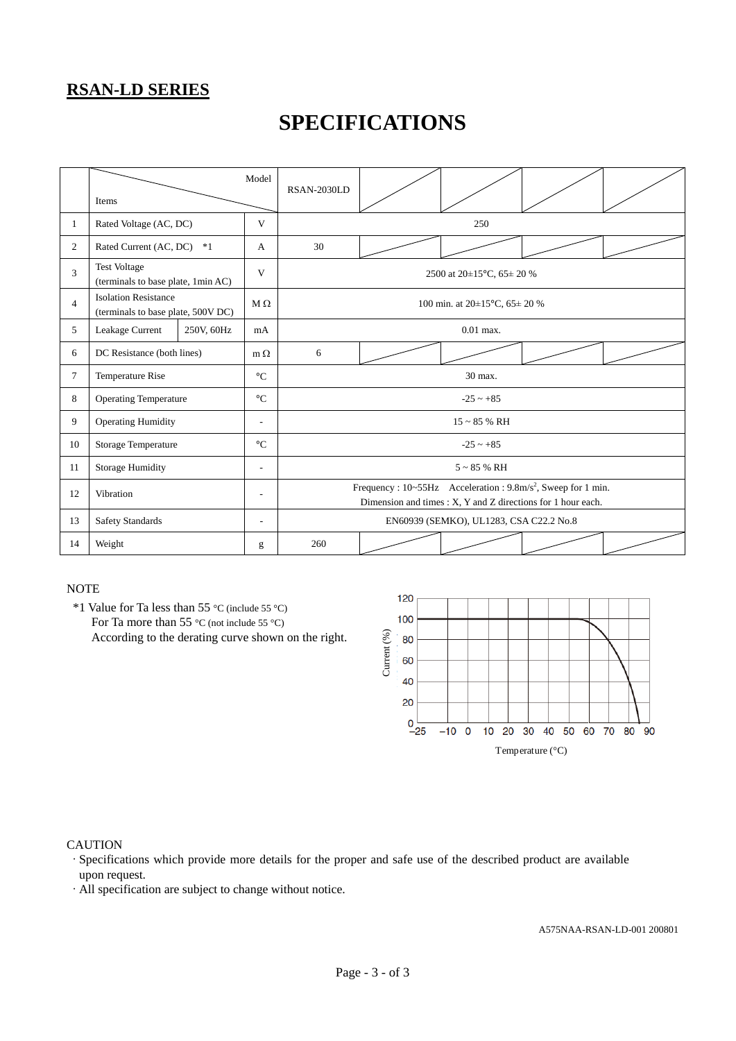## RSAN-LD SERIES

# SPECIFICATIONS

| | Items | | Model | RSAN-2030LD | | | | |
|---|---|---|---|---|---|---|---|---|
| 1 | Rated Voltage (AC, DC) | | V | 250 | | | | |
| 2 | Rated Current (AC, DC) *1 | | A | 30 | | | | |
| 3 | Test Voltage (terminals to base plate, 1min AC) | | V | 2500 at 20±15°C, 65± 20 % | | | | |
| 4 | Isolation Resistance (terminals to base plate, 500V DC) | | M Ω | 100 min. at 20±15°C, 65± 20 % | | | | |
| 5 | Leakage Current | 250V, 60Hz | mA | 0.01 max. | | | | |
| 6 | DC Resistance (both lines) | | m Ω | 6 | | | | |
| 7 | Temperature Rise | | °C | 30 max. | | | | |
| 8 | Operating Temperature | | °C | -25 ~ +85 | | | | |
| 9 | Operating Humidity | | - | 15 ~ 85 % RH | | | | |
| 10 | Storage Temperature | | °C | -25 ~ +85 | | | | |
| 11 | Storage Humidity | | - | 5 ~ 85 % RH | | | | |
| 12 | Vibration | | - | Frequency : 10~55Hz Acceleration : 9.8m/s$^2$, Sweep for 1 min. Dimension and times : X, Y and Z directions for 1 hour each. | | | | |
| 13 | Safety Standards | | - | EN60939 (SEMKO), UL1283, CSA C22.2 No.8 | | | | |
| 14 | Weight | | g | 260 | | | | |

NOTE

*1 Value for Ta less than 55 °C (include 55 °C)
For Ta more than 55 °C (not include 55 °C)
According to the derating curve shown on the right.

Current (%)
120
100
80
60
40
20
0
−25 −10 0 10 20 30 40 50 60 70 80 90
Temperature (°C)

CAUTION

· Specifications which provide more details for the proper and safe use of the described product are available upon request.
· All specification are subject to change without notice.

A575NAA-RSAN-LD-001 200801